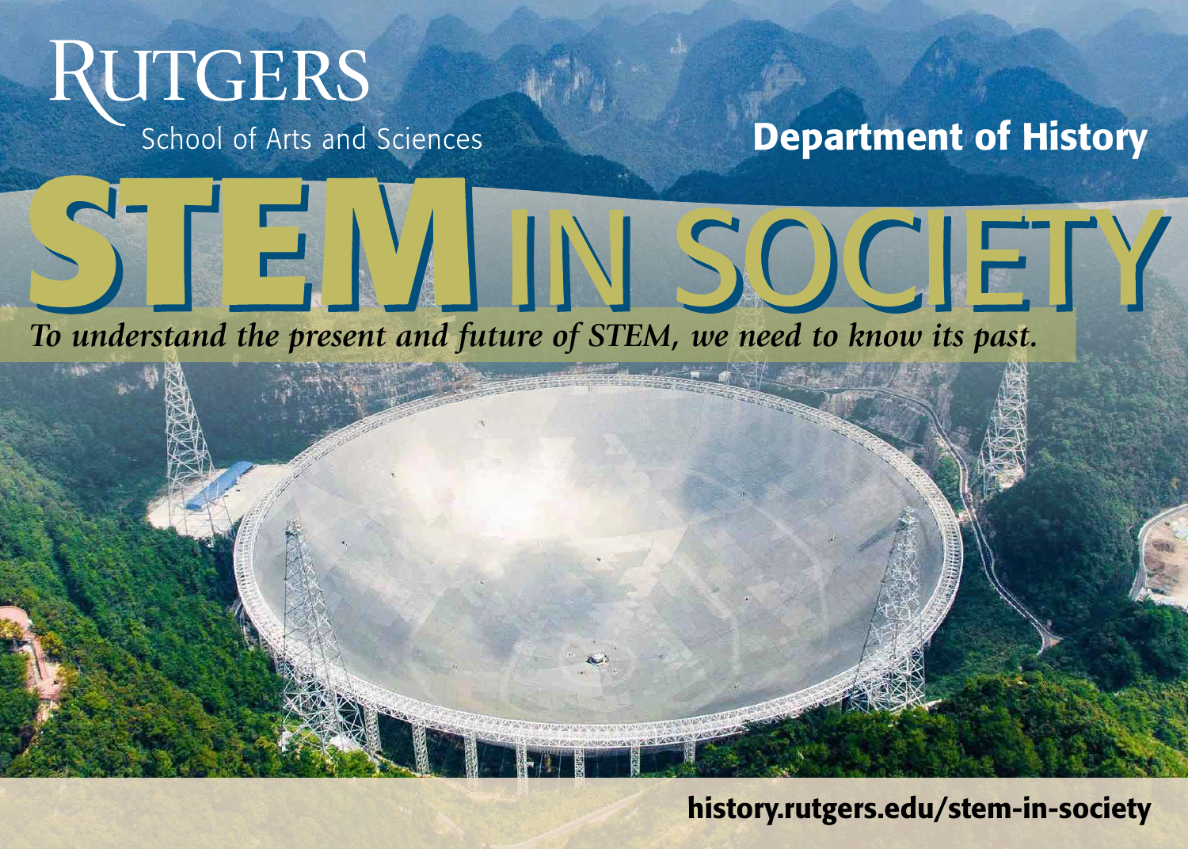RUTGERS

School of Arts and Sciences

**Department of History**

# STEM IN SOCIETY

*To understand the present and future of STEM, we need to know its past.*

**history.rutgers.edu/stem-in-society**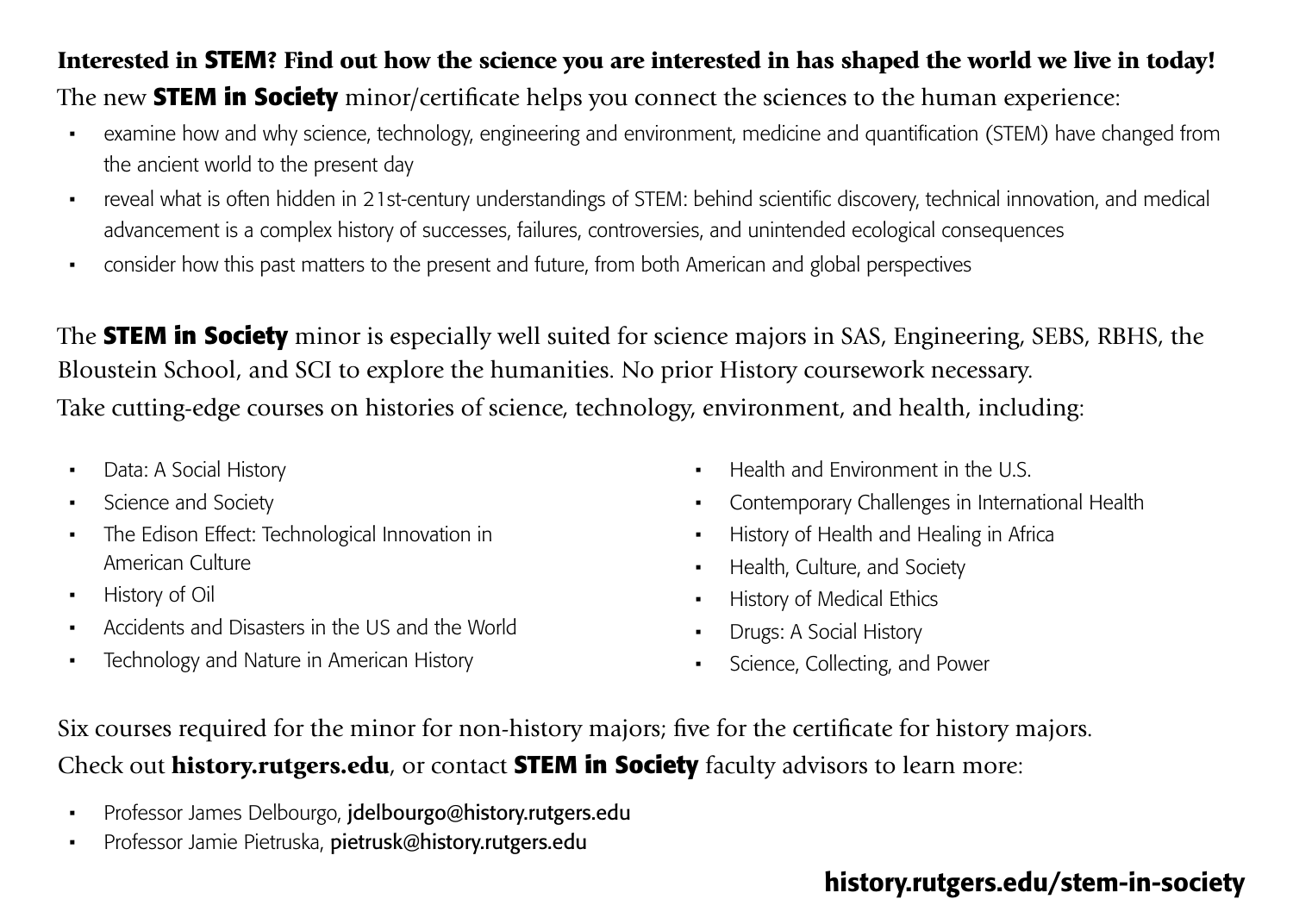**Interested in STEM? Find out how the science you are interested in has shaped the world we live in today!**

The new **STEM in Society** minor/certificate helps you connect the sciences to the human experience:

- examine how and why science, technology, engineering and environment, medicine and quantification (STEM) have changed from the ancient world to the present day
- reveal what is often hidden in 21st-century understandings of STEM: behind scientific discovery, technical innovation, and medical advancement is a complex history of successes, failures, controversies, and unintended ecological consequences
- consider how this past matters to the present and future, from both American and global perspectives

The **STEM in Society** minor is especially well suited for science majors in SAS, Engineering, SEBS, RBHS, the Bloustein School, and SCI to explore the humanities. No prior History coursework necessary.

Take cutting-edge courses on histories of science, technology, environment, and health, including:

- Data: A Social History
- Science and Society
- The Edison Effect: Technological Innovation in American Culture
- History of Oil
- Accidents and Disasters in the US and the World
- Technology and Nature in American History
- Health and Environment in the U.S.
- Contemporary Challenges in International Health
- History of Health and Healing in Africa
- Health, Culture, and Society
- History of Medical Ethics
- Drugs: A Social History
- Science, Collecting, and Power

Six courses required for the minor for non-history majors; five for the certificate for history majors.

Check out **history.rutgers.edu**, or contact **STEM in Society** faculty advisors to learn more:

- Professor James Delbourgo, jdelbourgo@history.rutgers.edu
- Professor Jamie Pietruska, pietrusk@history.rutgers.edu

**history.rutgers.edu/stem-in-society**